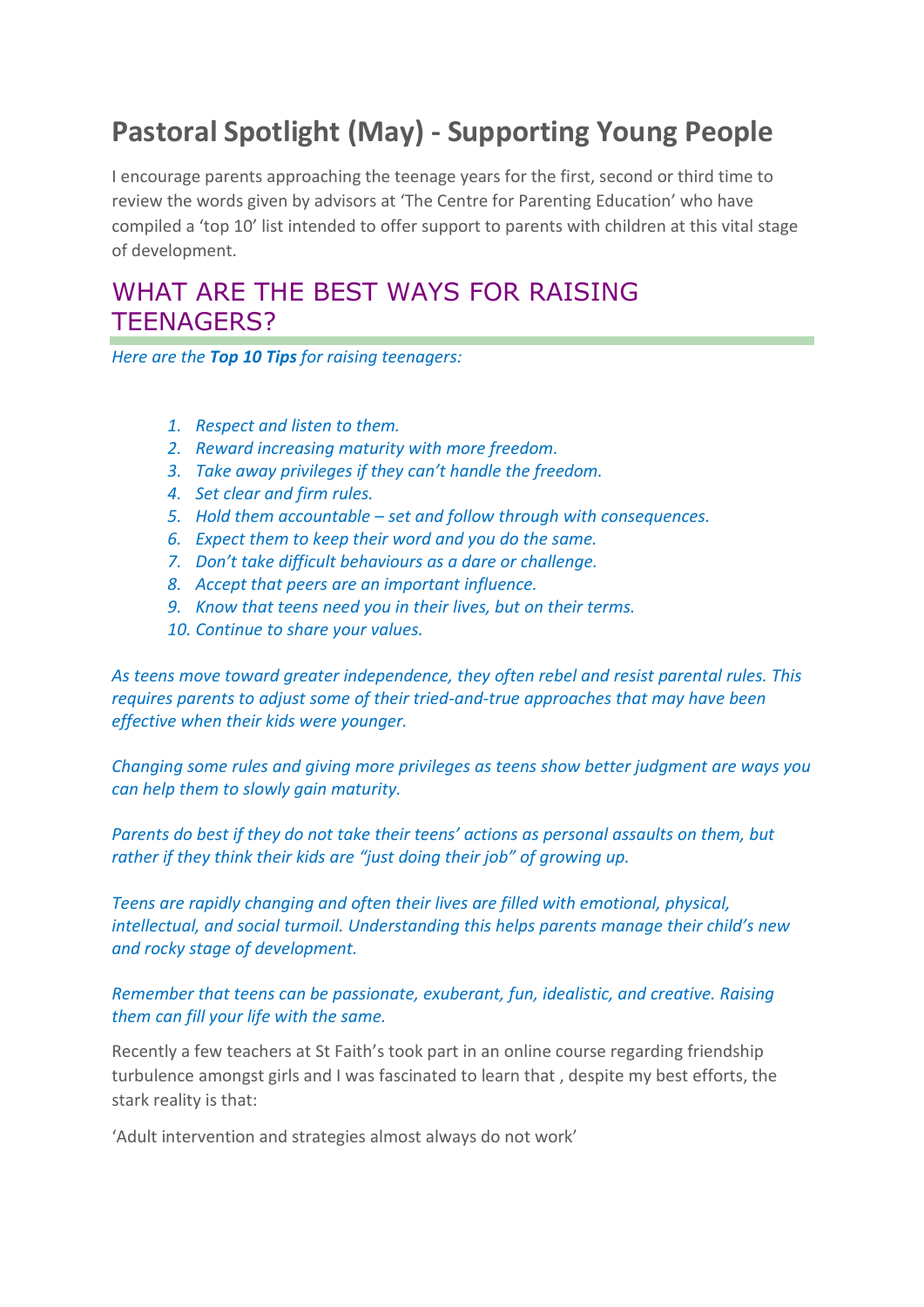# Pastoral Spotlight (May) - Supporting Young People

I encourage parents approaching the teenage years for the first, second or third time to review the words given by advisors at 'The Centre for Parenting Education' who have compiled a 'top 10' list intended to offer support to parents with children at this vital stage of development.

## WHAT ARE THE BEST WAYS FOR RAISING TEENAGERS?

*Here are the **Top 10 Tips** for raising teenagers:*

1. *Respect and listen to them.*
2. *Reward increasing maturity with more freedom.*
3. *Take away privileges if they can't handle the freedom.*
4. *Set clear and firm rules.*
5. *Hold them accountable – set and follow through with consequences.*
6. *Expect them to keep their word and you do the same.*
7. *Don't take difficult behaviours as a dare or challenge.*
8. *Accept that peers are an important influence.*
9. *Know that teens need you in their lives, but on their terms.*
10. *Continue to share your values.*

*As teens move toward greater independence, they often rebel and resist parental rules. This requires parents to adjust some of their tried-and-true approaches that may have been effective when their kids were younger.*

*Changing some rules and giving more privileges as teens show better judgment are ways you can help them to slowly gain maturity.*

*Parents do best if they do not take their teens' actions as personal assaults on them, but rather if they think their kids are "just doing their job" of growing up.*

*Teens are rapidly changing and often their lives are filled with emotional, physical, intellectual, and social turmoil. Understanding this helps parents manage their child's new and rocky stage of development.*

*Remember that teens can be passionate, exuberant, fun, idealistic, and creative. Raising them can fill your life with the same.*

Recently a few teachers at St Faith's took part in an online course regarding friendship turbulence amongst girls and I was fascinated to learn that , despite my best efforts, the stark reality is that:

'Adult intervention and strategies almost always do not work'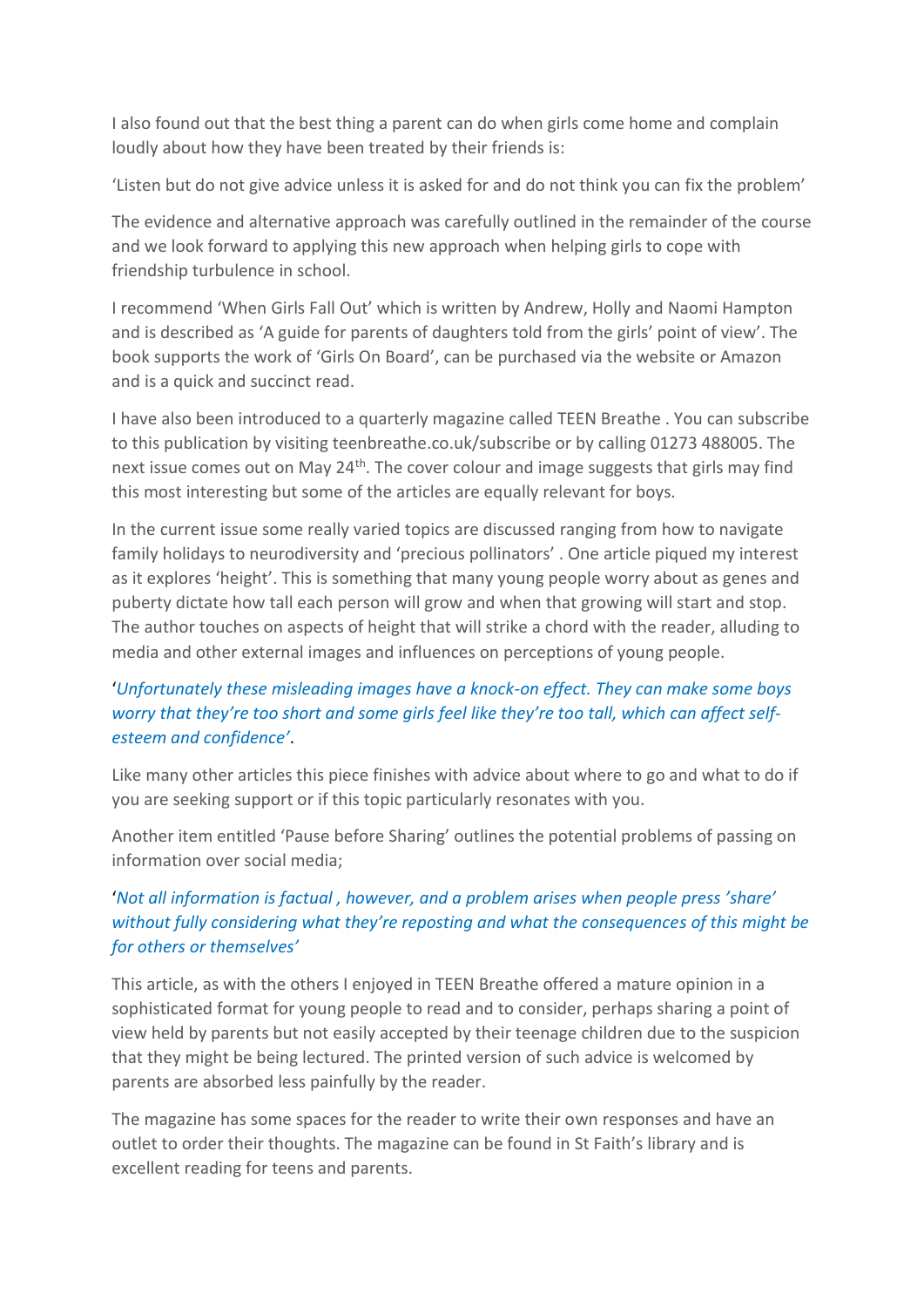I also found out that the best thing a parent can do when girls come home and complain loudly about how they have been treated by their friends is:

'Listen but do not give advice unless it is asked for and do not think you can fix the problem'

The evidence and alternative approach was carefully outlined in the remainder of the course and we look forward to applying this new approach when helping girls to cope with friendship turbulence in school.

I recommend 'When Girls Fall Out' which is written by Andrew, Holly and Naomi Hampton and is described as 'A guide for parents of daughters told from the girls' point of view'. The book supports the work of 'Girls On Board', can be purchased via the website or Amazon and is a quick and succinct read.

I have also been introduced to a quarterly magazine called TEEN Breathe . You can subscribe to this publication by visiting teenbreathe.co.uk/subscribe or by calling 01273 488005. The next issue comes out on May 24th. The cover colour and image suggests that girls may find this most interesting but some of the articles are equally relevant for boys.

In the current issue some really varied topics are discussed ranging from how to navigate family holidays to neurodiversity and 'precious pollinators' . One article piqued my interest as it explores 'height'. This is something that many young people worry about as genes and puberty dictate how tall each person will grow and when that growing will start and stop. The author touches on aspects of height that will strike a chord with the reader, alluding to media and other external images and influences on perceptions of young people.

'*Unfortunately these misleading images have a knock-on effect. They can make some boys worry that they're too short and some girls feel like they're too tall, which can affect self-esteem and confidence'*.

Like many other articles this piece finishes with advice about where to go and what to do if you are seeking support or if this topic particularly resonates with you.

Another item entitled 'Pause before Sharing' outlines the potential problems of passing on information over social media;

'*Not all information is factual , however, and a problem arises when people press 'share' without fully considering what they're reposting and what the consequences of this might be for others or themselves'*

This article, as with the others I enjoyed in TEEN Breathe offered a mature opinion in a sophisticated format for young people to read and to consider, perhaps sharing a point of view held by parents but not easily accepted by their teenage children due to the suspicion that they might be being lectured. The printed version of such advice is welcomed by parents are absorbed less painfully by the reader.

The magazine has some spaces for the reader to write their own responses and have an outlet to order their thoughts. The magazine can be found in St Faith's library and is excellent reading for teens and parents.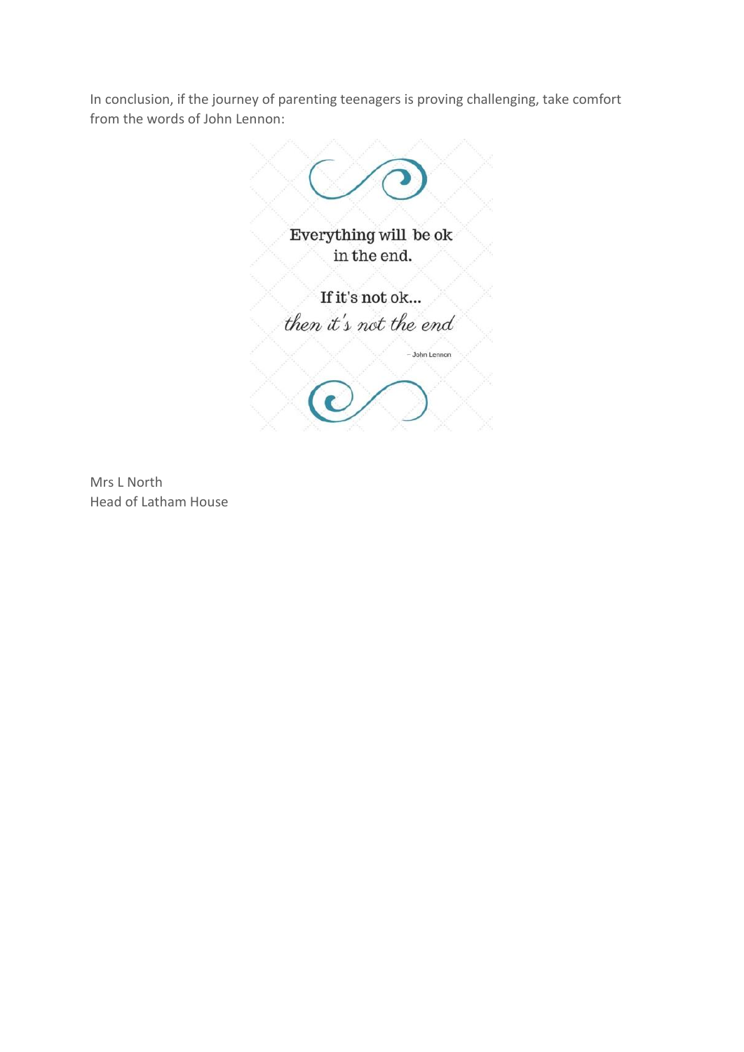In conclusion, if the journey of parenting teenagers is proving challenging, take comfort from the words of John Lennon:

Everything will be ok
in the end.

If it's not ok...
*then it's not the end*

– John Lennon

Mrs L North
Head of Latham House